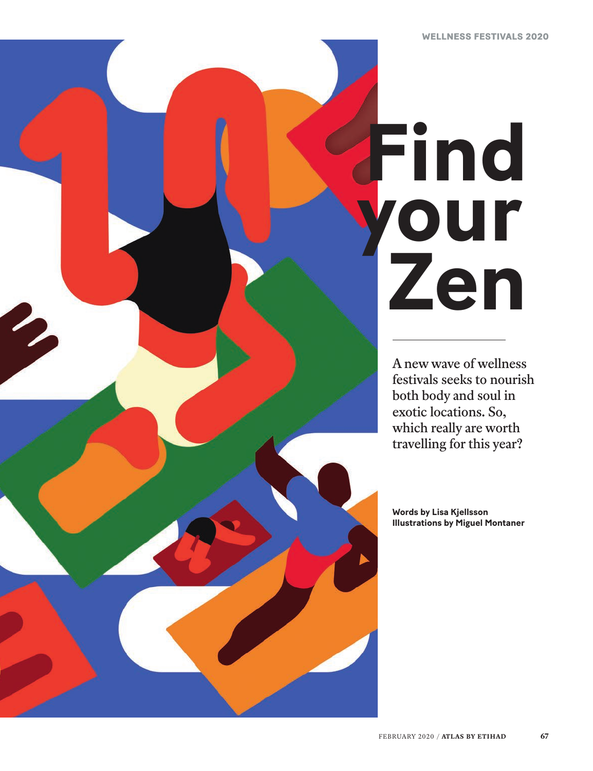# Find your Zen

A new wave of wellness festivals seeks to nourish both body and soul in exotic locations. So, which really are worth travelling for this year?

**Words by Lisa Kjellsson**
**Illustrations by Miguel Montaner**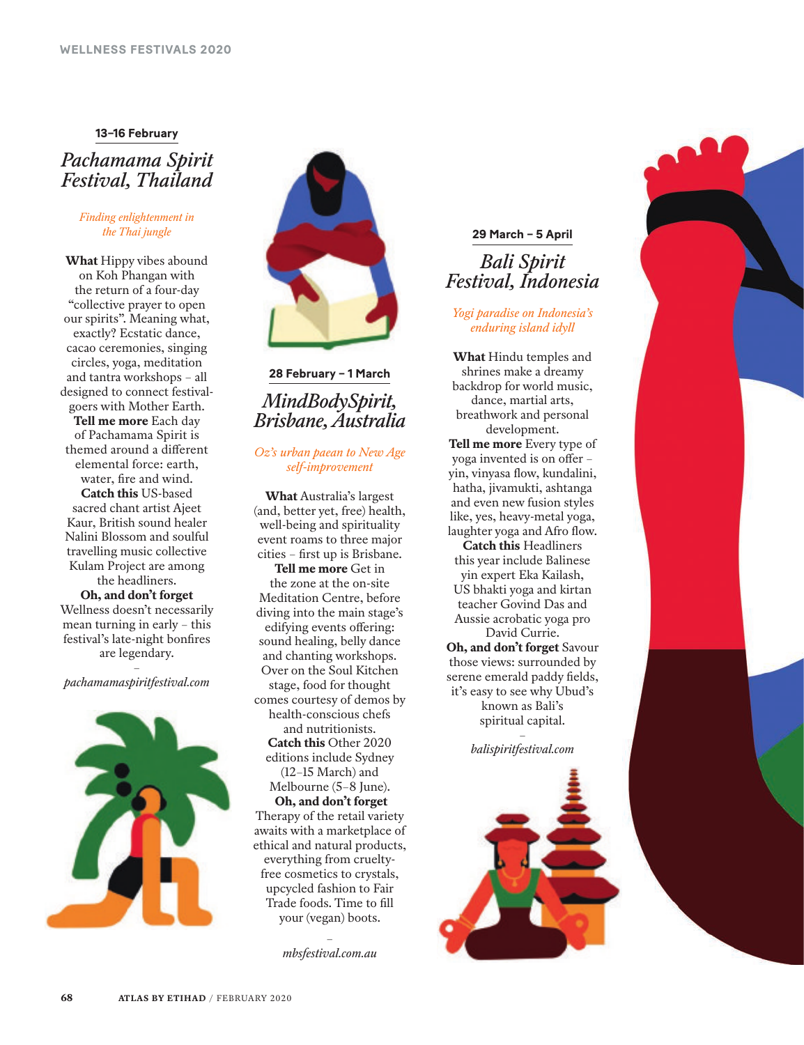**13–16 February**

## *Pachamama Spirit Festival, Thailand*

*Finding enlightenment in the Thai jungle*

**What** Hippy vibes abound on Koh Phangan with the return of a four-day "collective prayer to open our spirits". Meaning what, exactly? Ecstatic dance, cacao ceremonies, singing circles, yoga, meditation and tantra workshops – all designed to connect festival-goers with Mother Earth.
**Tell me more** Each day of Pachamama Spirit is themed around a different elemental force: earth, water, fire and wind.
**Catch this** US-based sacred chant artist Ajeet Kaur, British sound healer Nalini Blossom and soulful travelling music collective Kulam Project are among the headliners.
**Oh, and don't forget** Wellness doesn't necessarily mean turning in early – this festival's late-night bonfires are legendary.

–

*pachamamaspiritfestival.com*

**28 February – 1 March**

## *MindBodySpirit, Brisbane, Australia*

*Oz's urban paean to New Age self-improvement*

**What** Australia's largest (and, better yet, free) health, well-being and spirituality event roams to three major cities – first up is Brisbane.
**Tell me more** Get in the zone at the on-site Meditation Centre, before diving into the main stage's edifying events offering: sound healing, belly dance and chanting workshops. Over on the Soul Kitchen stage, food for thought comes courtesy of demos by health-conscious chefs and nutritionists.
**Catch this** Other 2020 editions include Sydney (12–15 March) and Melbourne (5–8 June).
**Oh, and don't forget** Therapy of the retail variety awaits with a marketplace of ethical and natural products, everything from cruelty-free cosmetics to crystals, upcycled fashion to Fair Trade foods. Time to fill your (vegan) boots.

–

*mbsfestival.com.au*

**29 March – 5 April**

## *Bali Spirit Festival, Indonesia*

*Yogi paradise on Indonesia's enduring island idyll*

**What** Hindu temples and shrines make a dreamy backdrop for world music, dance, martial arts, breathwork and personal development.
**Tell me more** Every type of yoga invented is on offer – yin, vinyasa flow, kundalini, hatha, jivamukti, ashtanga and even new fusion styles like, yes, heavy-metal yoga, laughter yoga and Afro flow.
**Catch this** Headliners this year include Balinese yin expert Eka Kailash, US bhakti yoga and kirtan teacher Govind Das and Aussie acrobatic yoga pro David Currie.
**Oh, and don't forget** Savour those views: surrounded by serene emerald paddy fields, it's easy to see why Ubud's known as Bali's spiritual capital.

–

*balispiritfestival.com*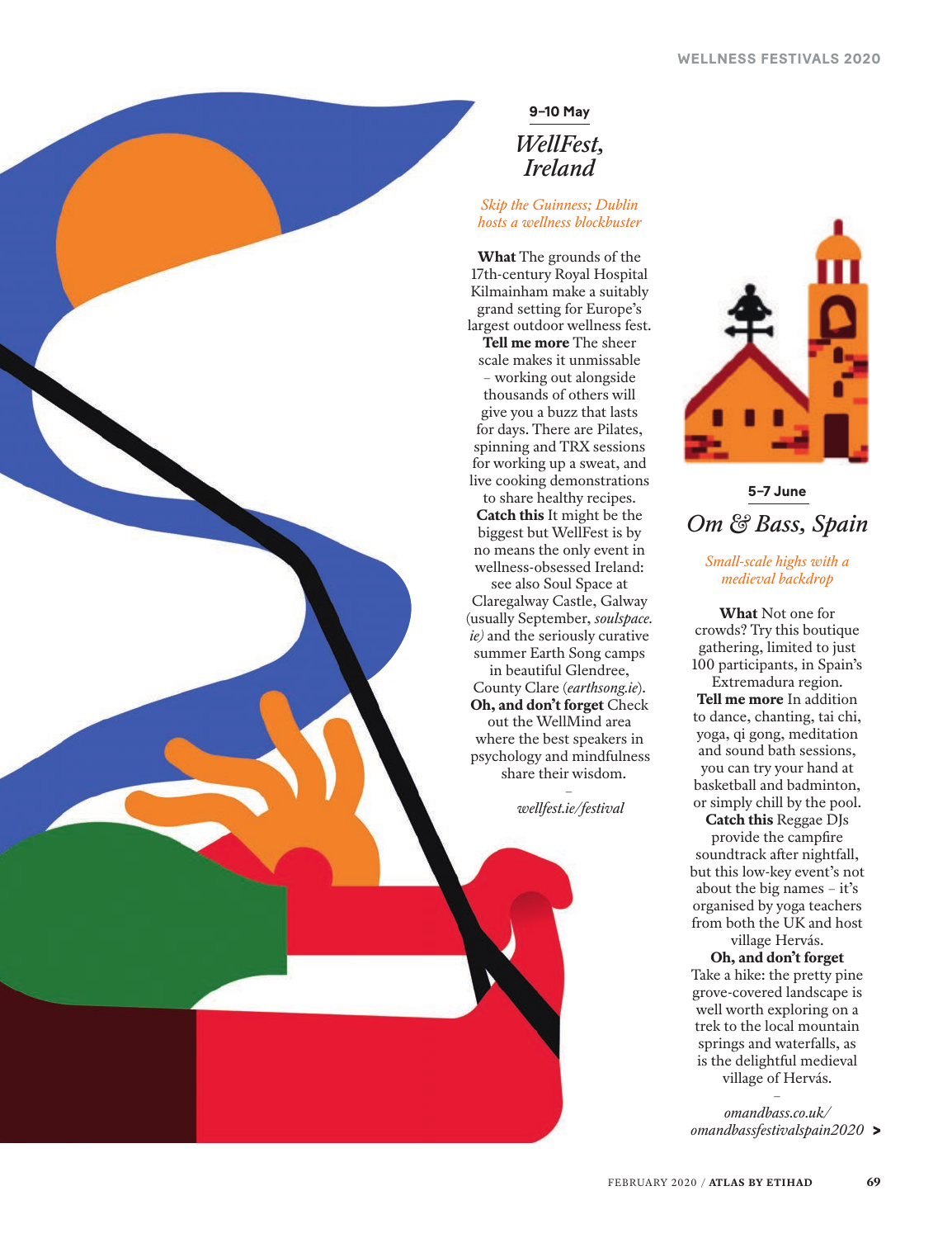9–10 May

## *WellFest, Ireland*

*Skip the Guinness; Dublin hosts a wellness blockbuster*

**What** The grounds of the 17th-century Royal Hospital Kilmainham make a suitably grand setting for Europe's largest outdoor wellness fest.
**Tell me more** The sheer scale makes it unmissable – working out alongside thousands of others will give you a buzz that lasts for days. There are Pilates, spinning and TRX sessions for working up a sweat, and live cooking demonstrations to share healthy recipes.
**Catch this** It might be the biggest but WellFest is by no means the only event in wellness-obsessed Ireland: see also Soul Space at Claregalway Castle, Galway (usually September, *soulspace.ie)* and the seriously curative summer Earth Song camps in beautiful Glendree, County Clare (*earthsong.ie*).
**Oh, and don't forget** Check out the WellMind area where the best speakers in psychology and mindfulness share their wisdom.

–

*wellfest.ie/festival*

5–7 June

## *Om & Bass, Spain*

*Small-scale highs with a medieval backdrop*

**What** Not one for crowds? Try this boutique gathering, limited to just 100 participants, in Spain's Extremadura region.
**Tell me more** In addition to dance, chanting, tai chi, yoga, qi gong, meditation and sound bath sessions, you can try your hand at basketball and badminton, or simply chill by the pool.
**Catch this** Reggae DJs provide the campfire soundtrack after nightfall, but this low-key event's not about the big names – it's organised by yoga teachers from both the UK and host village Hervás.
**Oh, and don't forget** Take a hike: the pretty pine grove-covered landscape is well worth exploring on a trek to the local mountain springs and waterfalls, as is the delightful medieval village of Hervás.

–

*omandbass.co.uk/omandbassfestivalspain2020* >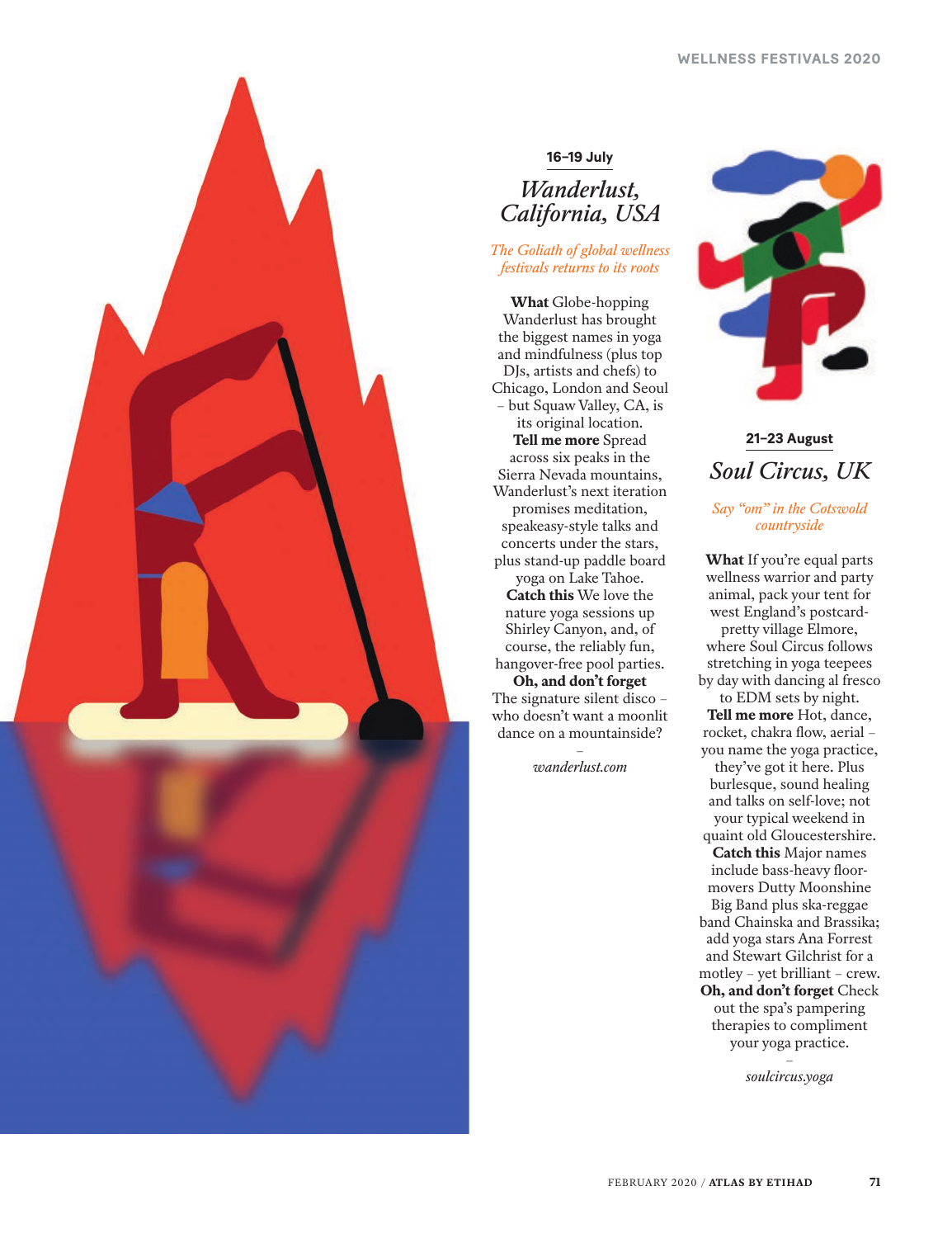16–19 July

## *Wanderlust, California, USA*

*The Goliath of global wellness festivals returns to its roots*

**What** Globe-hopping Wanderlust has brought the biggest names in yoga and mindfulness (plus top DJs, artists and chefs) to Chicago, London and Seoul – but Squaw Valley, CA, is its original location.
**Tell me more** Spread across six peaks in the Sierra Nevada mountains, Wanderlust's next iteration promises meditation, speakeasy-style talks and concerts under the stars, plus stand-up paddle board yoga on Lake Tahoe.
**Catch this** We love the nature yoga sessions up Shirley Canyon, and, of course, the reliably fun, hangover-free pool parties.
**Oh, and don't forget** The signature silent disco – who doesn't want a moonlit dance on a mountainside?

–

*wanderlust.com*

21–23 August

## *Soul Circus, UK*

*Say "om" in the Cotswold countryside*

**What** If you're equal parts wellness warrior and party animal, pack your tent for west England's postcard-pretty village Elmore, where Soul Circus follows stretching in yoga teepees by day with dancing al fresco to EDM sets by night.
**Tell me more** Hot, dance, rocket, chakra flow, aerial – you name the yoga practice, they've got it here. Plus burlesque, sound healing and talks on self-love; not your typical weekend in quaint old Gloucestershire.
**Catch this** Major names include bass-heavy floor-movers Dutty Moonshine Big Band plus ska-reggae band Chainska and Brassika; add yoga stars Ana Forrest and Stewart Gilchrist for a motley – yet brilliant – crew.
**Oh, and don't forget** Check out the spa's pampering therapies to compliment your yoga practice.

–

*soulcircus.yoga*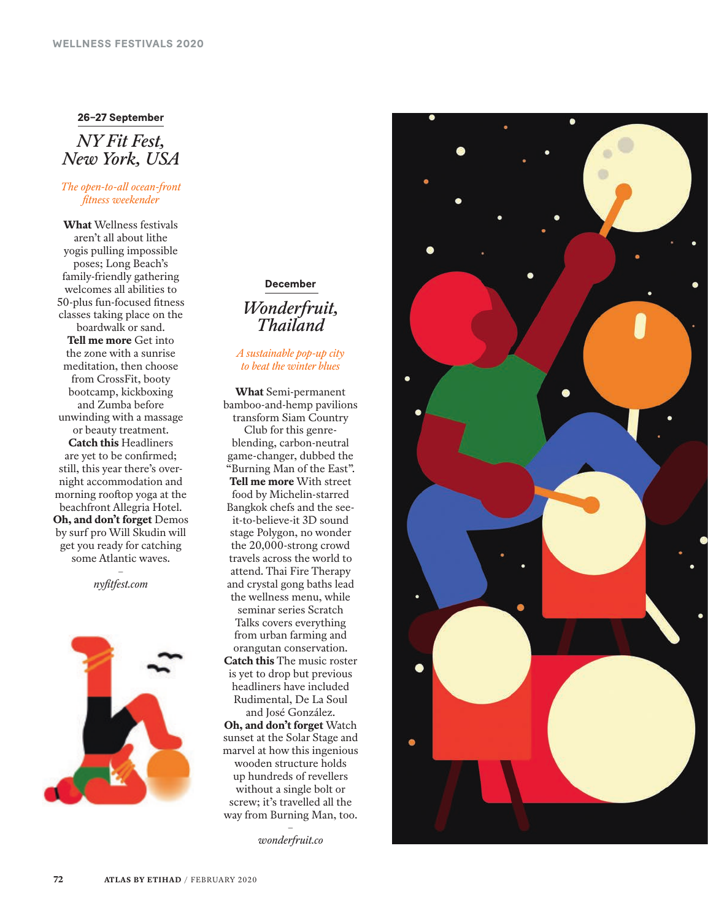**26–27 September**

## *NY Fit Fest, New York, USA*

*The open-to-all ocean-front fitness weekender*

**What** Wellness festivals aren't all about lithe yogis pulling impossible poses; Long Beach's family-friendly gathering welcomes all abilities to 50-plus fun-focused fitness classes taking place on the boardwalk or sand. **Tell me more** Get into the zone with a sunrise meditation, then choose from CrossFit, booty bootcamp, kickboxing and Zumba before unwinding with a massage or beauty treatment. **Catch this** Headliners are yet to be confirmed; still, this year there's over-night accommodation and morning rooftop yoga at the beachfront Allegria Hotel. **Oh, and don't forget** Demos by surf pro Will Skudin will get you ready for catching some Atlantic waves.

–

*nyfitfest.com*

**December**

## *Wonderfruit, Thailand*

*A sustainable pop-up city to beat the winter blues*

**What** Semi-permanent bamboo-and-hemp pavilions transform Siam Country Club for this genre-blending, carbon-neutral game-changer, dubbed the "Burning Man of the East". **Tell me more** With street food by Michelin-starred Bangkok chefs and the see-it-to-believe-it 3D sound stage Polygon, no wonder the 20,000-strong crowd travels across the world to attend. Thai Fire Therapy and crystal gong baths lead the wellness menu, while seminar series Scratch Talks covers everything from urban farming and orangutan conservation. **Catch this** The music roster is yet to drop but previous headliners have included Rudimental, De La Soul and José González. **Oh, and don't forget** Watch sunset at the Solar Stage and marvel at how this ingenious wooden structure holds up hundreds of revellers without a single bolt or screw; it's travelled all the way from Burning Man, too.

–

*wonderfruit.co*